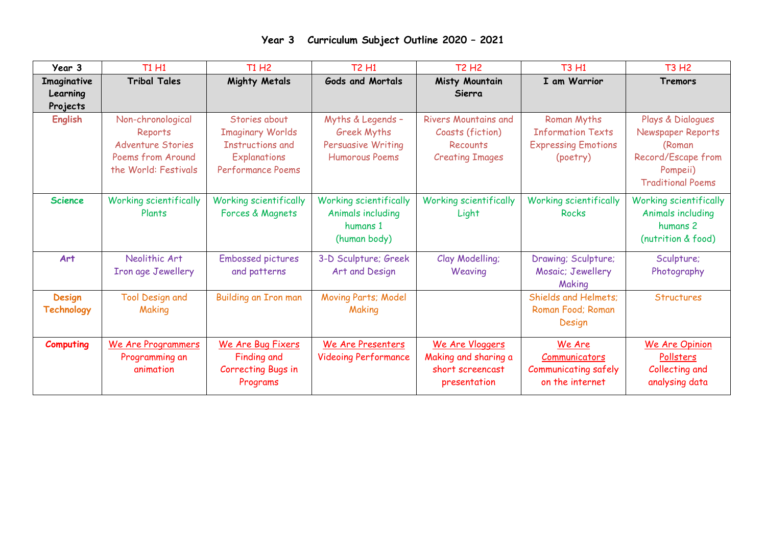# Year 3 Curriculum Subject Outline 2020 – 2021

| Year 3 | T1 H1 | T1 H2 | T2 H1 | T2 H2 | T3 H1 | T3 H2 |
|---|---|---|---|---|---|---|
| **Imaginative Learning Projects** | **Tribal Tales** | **Mighty Metals** | **Gods and Mortals** | **Misty Mountain Sierra** | **I am Warrior** | **Tremors** |
| **English** | Non-chronological Reports<br>Adventure Stories<br>Poems from Around the World: Festivals | Stories about Imaginary Worlds<br>Instructions and Explanations<br>Performance Poems | Myths & Legends – Greek Myths<br>Persuasive Writing<br>Humorous Poems | Rivers Mountains and Coasts (fiction)<br>Recounts<br>Creating Images | Roman Myths<br>Information Texts<br>Expressing Emotions (poetry) | Plays & Dialogues<br>Newspaper Reports (Roman Record/Escape from Pompeii)<br>Traditional Poems |
| **Science** | Working scientifically<br>Plants | Working scientifically<br>Forces & Magnets | Working scientifically<br>Animals including humans 1<br>(human body) | Working scientifically<br>Light | Working scientifically<br>Rocks | Working scientifically<br>Animals including humans 2<br>(nutrition & food) |
| **Art** | Neolithic Art<br>Iron age Jewellery | Embossed pictures and patterns | 3-D Sculpture; Greek Art and Design | Clay Modelling; Weaving | Drawing; Sculpture; Mosaic; Jewellery Making | Sculpture; Photography |
| **Design Technology** | Tool Design and Making | Building an Iron man | Moving Parts; Model Making | | Shields and Helmets; Roman Food; Roman Design | Structures |
| **Computing** | We Are Programmers<br>Programming an animation | We Are Bug Fixers<br>Finding and Correcting Bugs in Programs | We Are Presenters<br>Videoing Performance | We Are Vloggers<br>Making and sharing a short screencast presentation | We Are Communicators<br>Communicating safely on the internet | We Are Opinion Pollsters<br>Collecting and analysing data |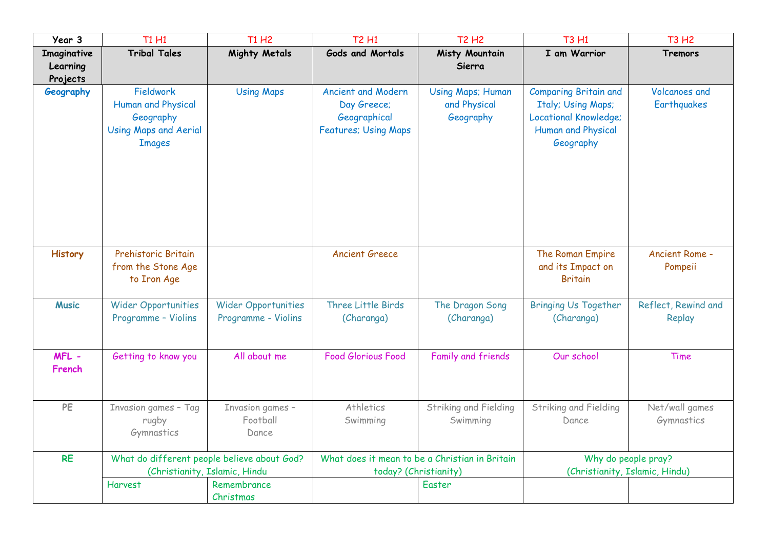| Year 3 | T1 H1 | T1 H2 | T2 H1 | T2 H2 | T3 H1 | T3 H2 |
|---|---|---|---|---|---|---|
| **Imaginative Learning Projects** | **Tribal Tales** | **Mighty Metals** | **Gods and Mortals** | **Misty Mountain Sierra** | **I am Warrior** | **Tremors** |
| **Geography** | Fieldwork<br>Human and Physical Geography<br>Using Maps and Aerial Images | Using Maps | Ancient and Modern Day Greece; Geographical Features; Using Maps | Using Maps; Human and Physical Geography | Comparing Britain and Italy; Using Maps; Locational Knowledge; Human and Physical Geography | Volcanoes and Earthquakes |
| **History** | Prehistoric Britain from the Stone Age to Iron Age | | Ancient Greece | | The Roman Empire and its Impact on Britain | Ancient Rome - Pompeii |
| **Music** | Wider Opportunities Programme – Violins | Wider Opportunities Programme - Violins | Three Little Birds (Charanga) | The Dragon Song (Charanga) | Bringing Us Together (Charanga) | Reflect, Rewind and Replay |
| **MFL – French** | Getting to know you | All about me | Food Glorious Food | Family and friends | Our school | Time |
| **PE** | Invasion games – Tag rugby<br>Gymnastics | Invasion games – Football<br>Dance | Athletics<br>Swimming | Striking and Fielding<br>Swimming | Striking and Fielding<br>Dance | Net/wall games<br>Gymnastics |
| **RE** | What do different people believe about God? (Christianity, Islamic, Hindu | | What does it mean to be a Christian in Britain today? (Christianity) | | Why do people pray? (Christianity, Islamic, Hindu) | |
| | Harvest | Remembrance<br>Christmas | | Easter | | |